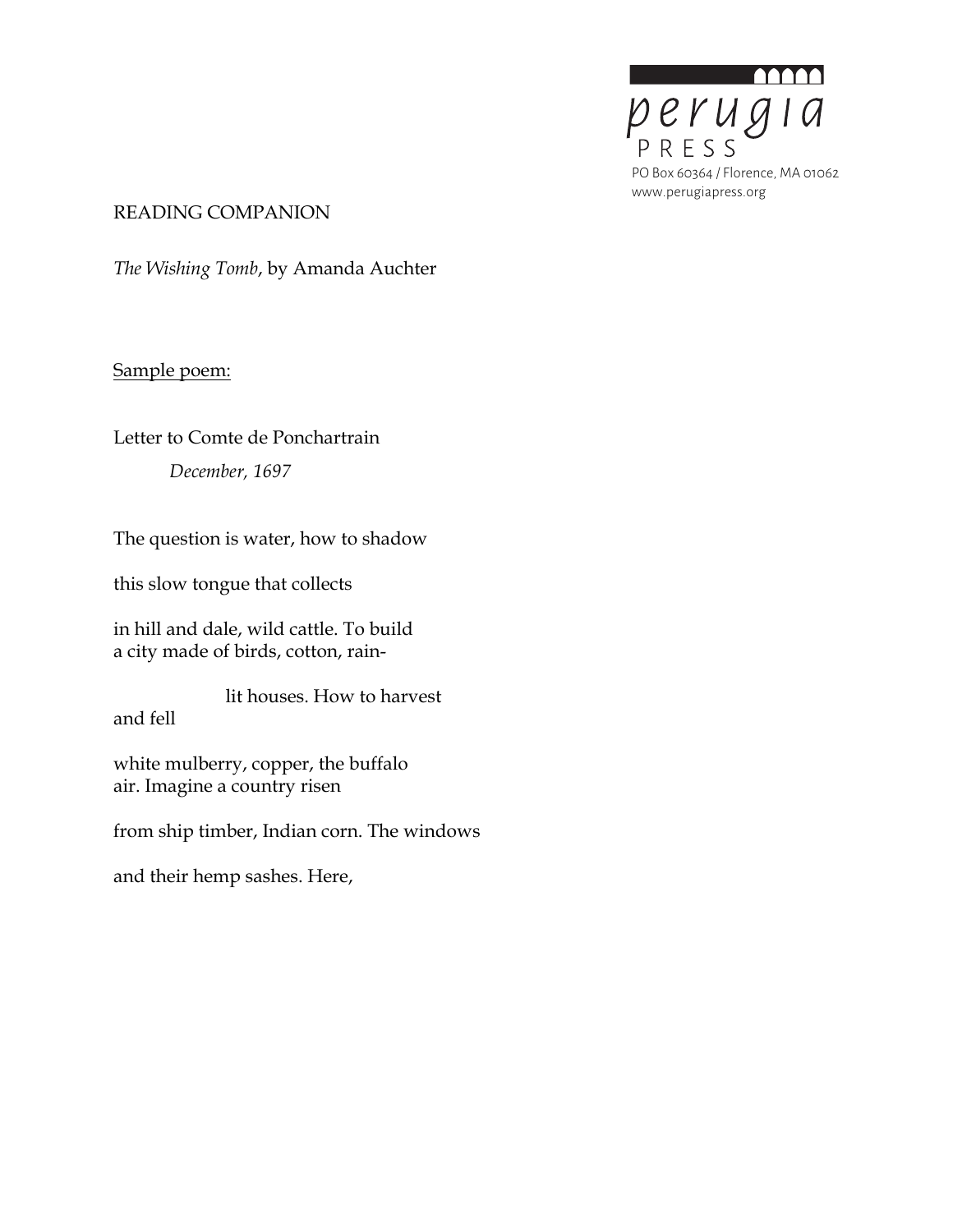perugia PRESS
PO Box 60364 / Florence, MA 01062
www.perugiapress.org

READING COMPANION

*The Wishing Tomb*, by Amanda Auchter

Sample poem:

Letter to Comte de Ponchartrain

*December, 1697*

The question is water, how to shadow

this slow tongue that collects

in hill and dale, wild cattle. To build
a city made of birds, cotton, rain-

lit houses. How to harvest
and fell

white mulberry, copper, the buffalo
air. Imagine a country risen

from ship timber, Indian corn. The windows

and their hemp sashes. Here,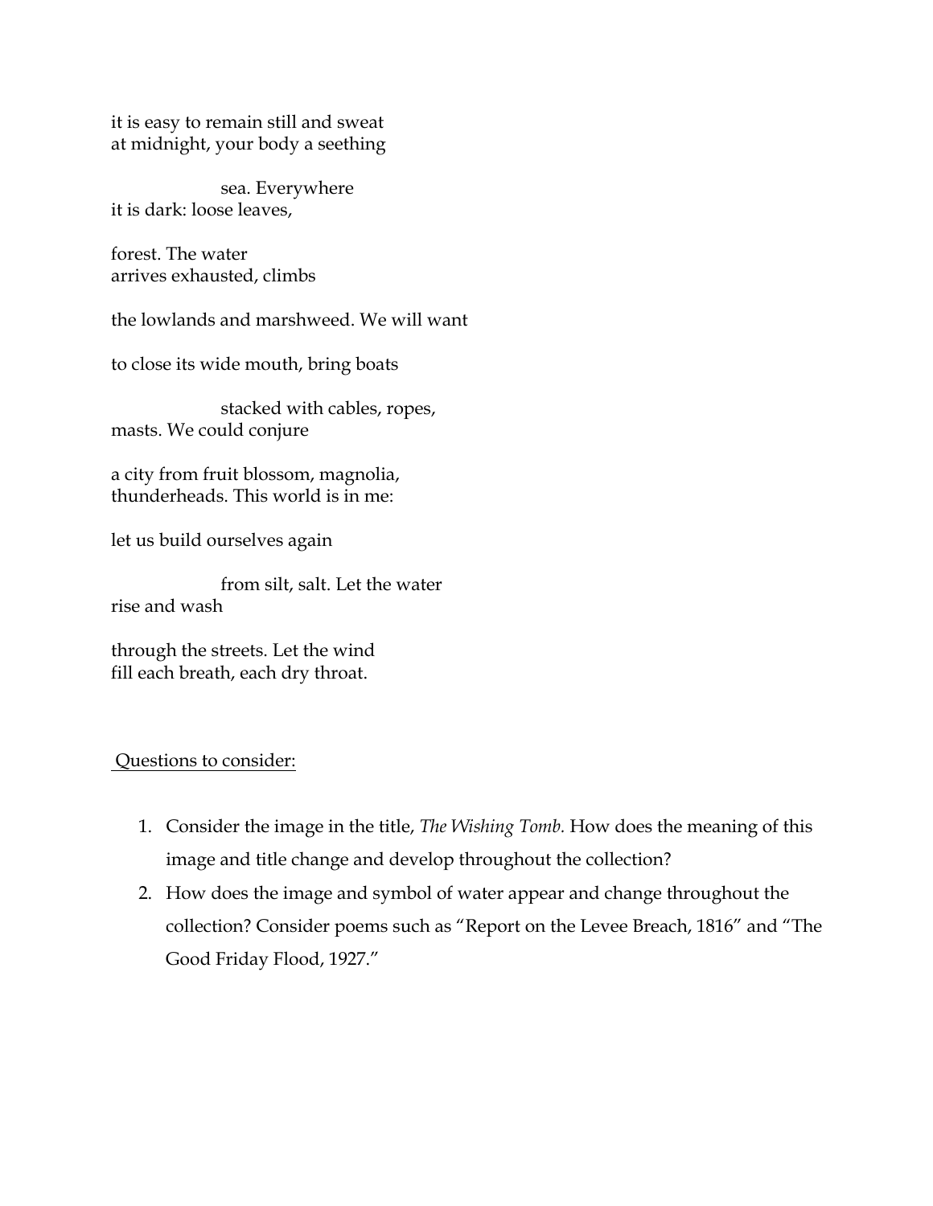it is easy to remain still and sweat
at midnight, your body a seething

sea. Everywhere
it is dark: loose leaves,

forest. The water
arrives exhausted, climbs

the lowlands and marshweed. We will want

to close its wide mouth, bring boats

stacked with cables, ropes,
masts. We could conjure

a city from fruit blossom, magnolia,
thunderheads. This world is in me:

let us build ourselves again

from silt, salt. Let the water
rise and wash

through the streets. Let the wind
fill each breath, each dry throat.

Questions to consider:

1. Consider the image in the title, *The Wishing Tomb.* How does the meaning of this image and title change and develop throughout the collection?
2. How does the image and symbol of water appear and change throughout the collection? Consider poems such as "Report on the Levee Breach, 1816" and "The Good Friday Flood, 1927."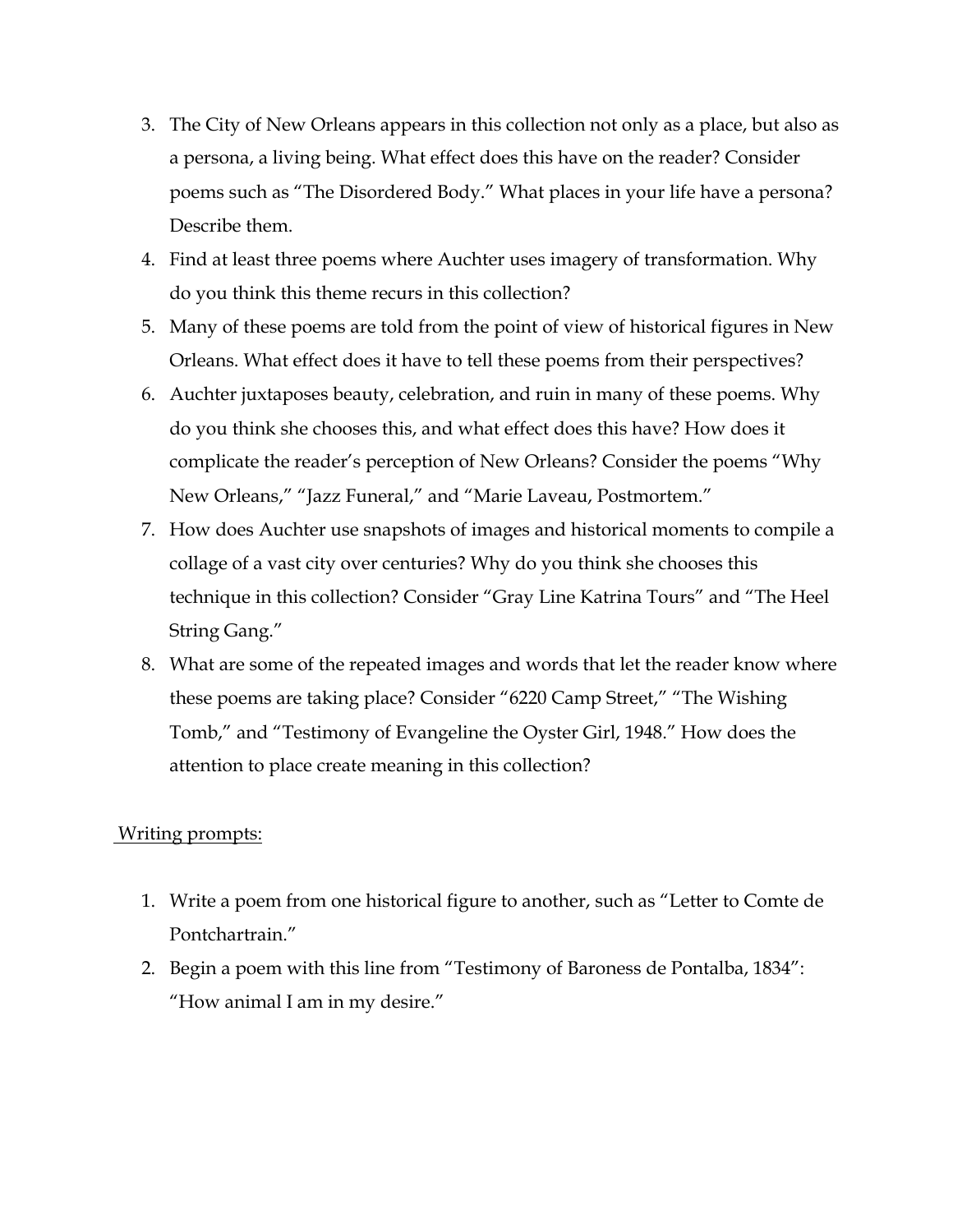3. The City of New Orleans appears in this collection not only as a place, but also as a persona, a living being. What effect does this have on the reader? Consider poems such as “The Disordered Body.” What places in your life have a persona? Describe them.
4. Find at least three poems where Auchter uses imagery of transformation. Why do you think this theme recurs in this collection?
5. Many of these poems are told from the point of view of historical figures in New Orleans. What effect does it have to tell these poems from their perspectives?
6. Auchter juxtaposes beauty, celebration, and ruin in many of these poems. Why do you think she chooses this, and what effect does this have? How does it complicate the reader’s perception of New Orleans? Consider the poems “Why New Orleans,” “Jazz Funeral,” and “Marie Laveau, Postmortem.”
7. How does Auchter use snapshots of images and historical moments to compile a collage of a vast city over centuries? Why do you think she chooses this technique in this collection? Consider “Gray Line Katrina Tours” and “The Heel String Gang.”
8. What are some of the repeated images and words that let the reader know where these poems are taking place? Consider “6220 Camp Street,” “The Wishing Tomb,” and “Testimony of Evangeline the Oyster Girl, 1948.” How does the attention to place create meaning in this collection?

<u>Writing prompts:</u>

1. Write a poem from one historical figure to another, such as “Letter to Comte de Pontchartrain.”
2. Begin a poem with this line from “Testimony of Baroness de Pontalba, 1834”: “How animal I am in my desire.”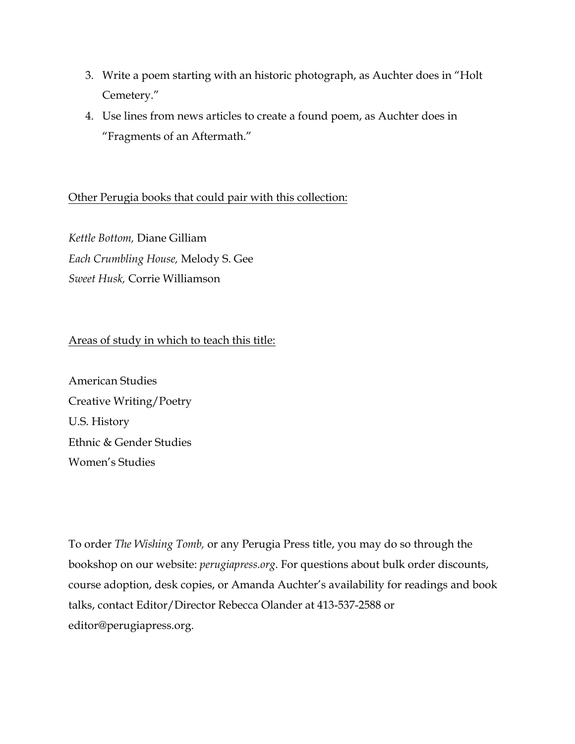3. Write a poem starting with an historic photograph, as Auchter does in "Holt Cemetery."
4. Use lines from news articles to create a found poem, as Auchter does in "Fragments of an Aftermath."

<u>Other Perugia books that could pair with this collection:</u>

*Kettle Bottom,* Diane Gilliam
*Each Crumbling House,* Melody S. Gee
*Sweet Husk,* Corrie Williamson

<u>Areas of study in which to teach this title:</u>

American Studies
Creative Writing/Poetry
U.S. History
Ethnic & Gender Studies
Women's Studies

To order *The Wishing Tomb,* or any Perugia Press title, you may do so through the bookshop on our website: *perugiapress.org*. For questions about bulk order discounts, course adoption, desk copies, or Amanda Auchter's availability for readings and book talks, contact Editor/Director Rebecca Olander at 413-537-2588 or editor@perugiapress.org.